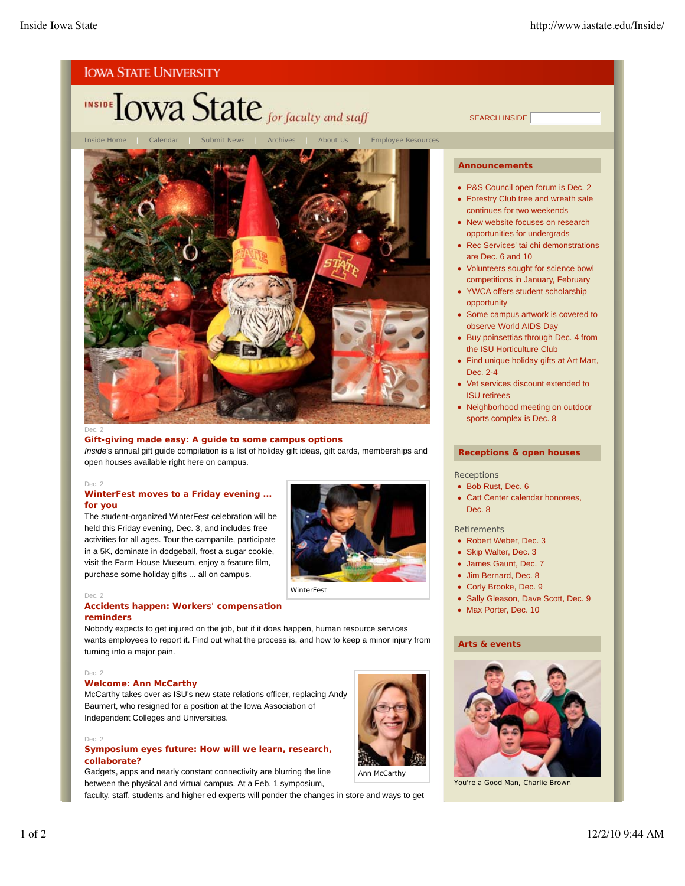IOWA STATE UNIVERSITY

# INSIDE Iowa State *for faculty and staff*

SEARCH INSIDE

Inside Home | Calendar | Submit News | Archives | About Us | Employee Resources

Dec. 2

### Gift-giving made easy: A guide to some campus options

*Inside*'s annual gift guide compilation is a list of holiday gift ideas, gift cards, memberships and open houses available right here on campus.

Dec. 2

### WinterFest moves to a Friday evening ... for you

The student-organized WinterFest celebration will be held this Friday evening, Dec. 3, and includes free activities for all ages. Tour the campanile, participate in a 5K, dominate in dodgeball, frost a sugar cookie, visit the Farm House Museum, enjoy a feature film, purchase some holiday gifts ... all on campus.

WinterFest

Dec. 2

### Accidents happen: Workers' compensation reminders

Nobody expects to get injured on the job, but if it does happen, human resource services wants employees to report it. Find out what the process is, and how to keep a minor injury from turning into a major pain.

Dec. 2

### Welcome: Ann McCarthy

McCarthy takes over as ISU's new state relations officer, replacing Andy Baumert, who resigned for a position at the Iowa Association of Independent Colleges and Universities.

Ann McCarthy

Dec. 2

### Symposium eyes future: How will we learn, research, collaborate?

Gadgets, apps and nearly constant connectivity are blurring the line between the physical and virtual campus. At a Feb. 1 symposium, faculty, staff, students and higher ed experts will ponder the changes in store and ways to get

## Announcements

- P&S Council open forum is Dec. 2
- Forestry Club tree and wreath sale continues for two weekends
- New website focuses on research opportunities for undergrads
- Rec Services' tai chi demonstrations are Dec. 6 and 10
- Volunteers sought for science bowl competitions in January, February
- YWCA offers student scholarship opportunity
- Some campus artwork is covered to observe World AIDS Day
- Buy poinsettias through Dec. 4 from the ISU Horticulture Club
- Find unique holiday gifts at Art Mart, Dec. 2-4
- Vet services discount extended to ISU retirees
- Neighborhood meeting on outdoor sports complex is Dec. 8

## Receptions & open houses

Receptions

- Bob Rust, Dec. 6
- Catt Center calendar honorees, Dec. 8

Retirements

- Robert Weber, Dec. 3
- Skip Walter, Dec. 3
- James Gaunt, Dec. 7
- Jim Bernard, Dec. 8
- Corly Brooke, Dec. 9
- Sally Gleason, Dave Scott, Dec. 9
- Max Porter, Dec. 10

## Arts & events

You're a Good Man, Charlie Brown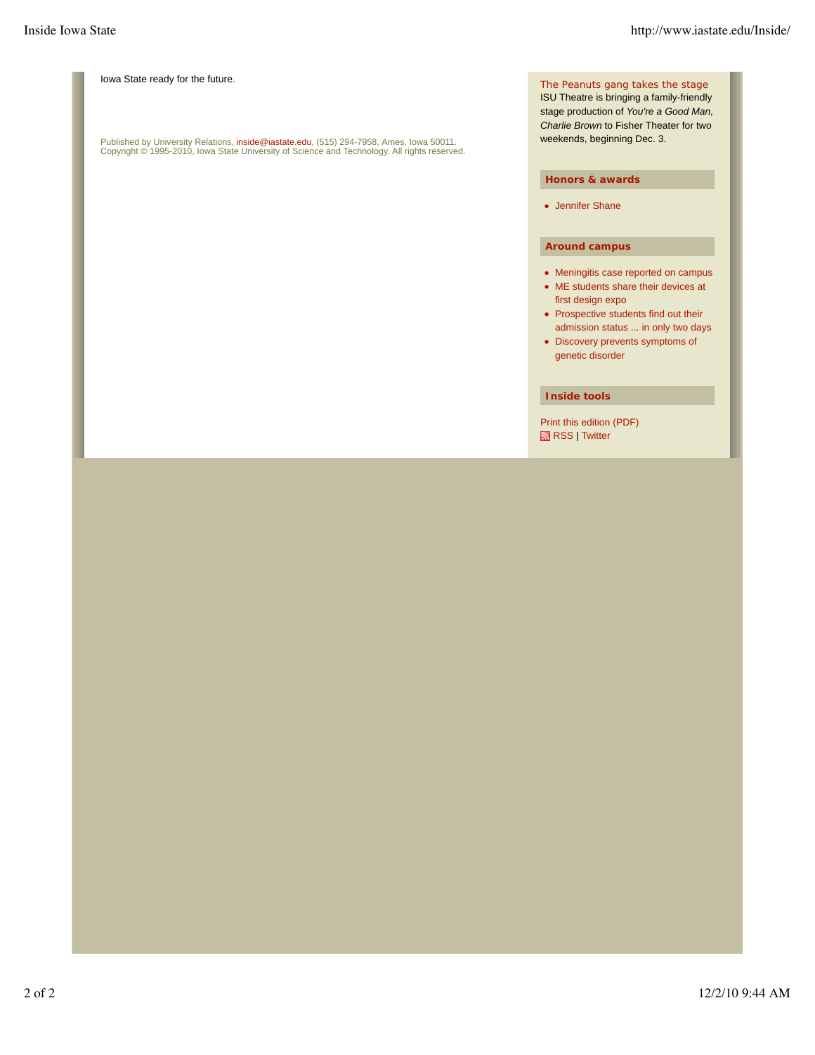Iowa State ready for the future.

Published by University Relations, inside@iastate.edu, (515) 294-7958, Ames, Iowa 50011.
Copyright © 1995-2010, Iowa State University of Science and Technology. All rights reserved.

### The Peanuts gang takes the stage

ISU Theatre is bringing a family-friendly stage production of *You're a Good Man, Charlie Brown* to Fisher Theater for two weekends, beginning Dec. 3.

### Honors & awards

- Jennifer Shane

### Around campus

- Meningitis case reported on campus
- ME students share their devices at first design expo
- Prospective students find out their admission status ... in only two days
- Discovery prevents symptoms of genetic disorder

### Inside tools

Print this edition (PDF)
RSS | Twitter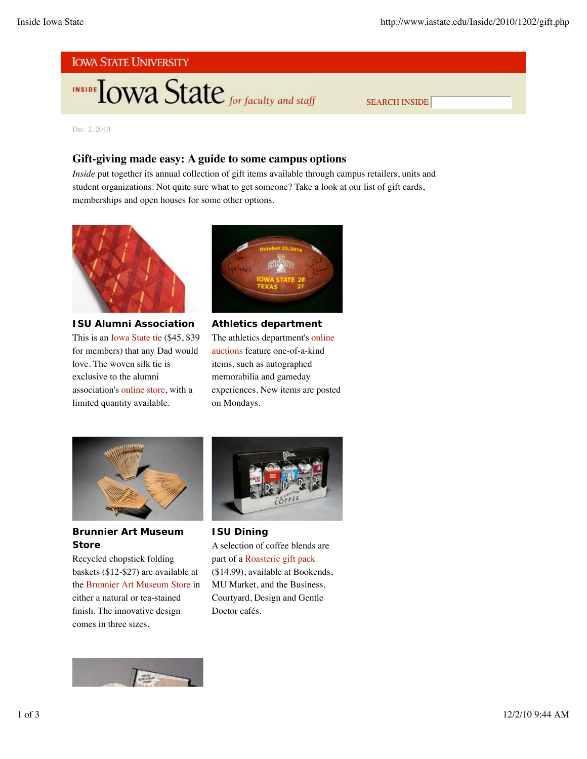Iowa State University

Inside Iowa State for faculty and staff

SEARCH INSIDE

Dec. 2, 2010

## Gift-giving made easy: A guide to some campus options

*Inside* put together its annual collection of gift items available through campus retailers, units and student organizations. Not quite sure what to get someone? Take a look at our list of gift cards, memberships and open houses for some other options.

### ISU Alumni Association

This is an Iowa State tie ($45, $39 for members) that any Dad would love. The woven silk tie is exclusive to the alumni association's online store, with a limited quantity available.

### Athletics department

The athletics department's online auctions feature one-of-a-kind items, such as autographed memorabilia and gameday experiences. New items are posted on Mondays.

### Brunnier Art Museum Store

Recycled chopstick folding baskets ($12-$27) are available at the Brunnier Art Museum Store in either a natural or tea-stained finish. The innovative design comes in three sizes.

### ISU Dining

A selection of coffee blends are part of a Roasterie gift pack ($14.99), available at Bookends, MU Market, and the Business, Courtyard, Design and Gentle Doctor cafés.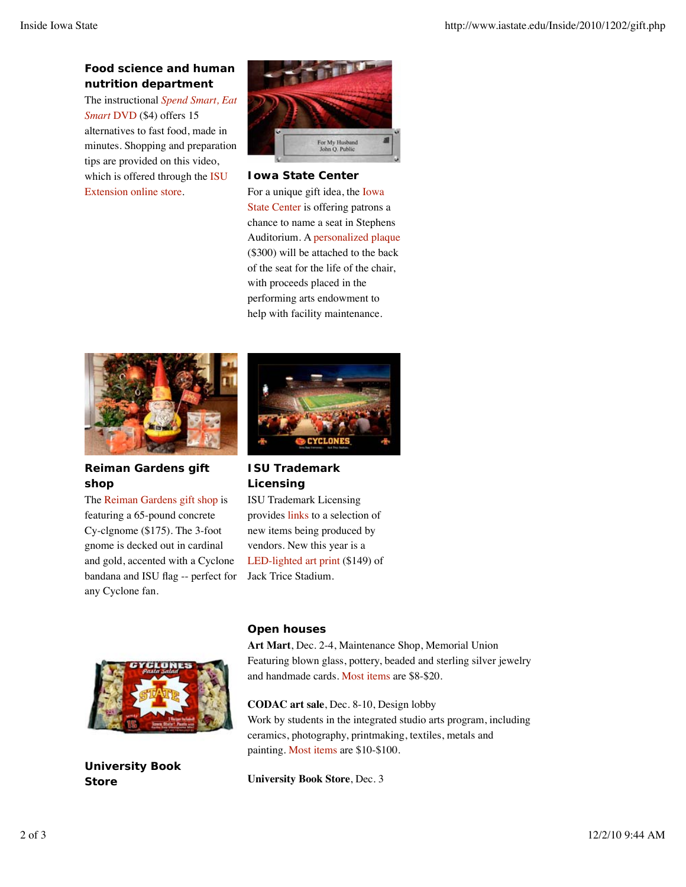### Food science and human nutrition department

The instructional *Spend Smart, Eat Smart* DVD ($4) offers 15 alternatives to fast food, made in minutes. Shopping and preparation tips are provided on this video, which is offered through the ISU Extension online store.

### Iowa State Center

For a unique gift idea, the Iowa State Center is offering patrons a chance to name a seat in Stephens Auditorium. A personalized plaque ($300) will be attached to the back of the seat for the life of the chair, with proceeds placed in the performing arts endowment to help with facility maintenance.

### Reiman Gardens gift shop

The Reiman Gardens gift shop is featuring a 65-pound concrete Cy-clgnome ($175). The 3-foot gnome is decked out in cardinal and gold, accented with a Cyclone bandana and ISU flag -- perfect for any Cyclone fan.

### ISU Trademark Licensing

ISU Trademark Licensing provides links to a selection of new items being produced by vendors. New this year is a LED-lighted art print ($149) of Jack Trice Stadium.

### University Book Store

### Open houses

**Art Mart**, Dec. 2-4, Maintenance Shop, Memorial Union
Featuring blown glass, pottery, beaded and sterling silver jewelry and handmade cards. Most items are $8-$20.

**CODAC art sale**, Dec. 8-10, Design lobby
Work by students in the integrated studio arts program, including ceramics, photography, printmaking, textiles, metals and painting. Most items are $10-$100.

**University Book Store**, Dec. 3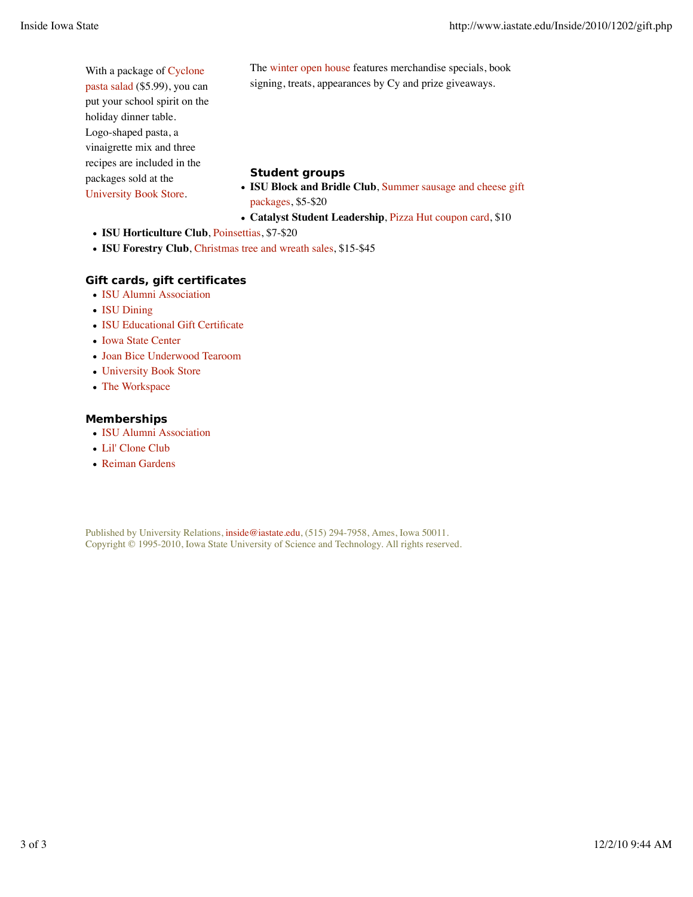With a package of Cyclone pasta salad ($5.99), you can put your school spirit on the holiday dinner table. Logo-shaped pasta, a vinaigrette mix and three recipes are included in the packages sold at the University Book Store.

The winter open house features merchandise specials, book signing, treats, appearances by Cy and prize giveaways.

### Student groups

- **ISU Block and Bridle Club**, Summer sausage and cheese gift packages, $5-$20
- **Catalyst Student Leadership**, Pizza Hut coupon card, $10
- **ISU Horticulture Club**, Poinsettias, $7-$20
- **ISU Forestry Club**, Christmas tree and wreath sales, $15-$45

### Gift cards, gift certificates

- ISU Alumni Association
- ISU Dining
- ISU Educational Gift Certificate
- Iowa State Center
- Joan Bice Underwood Tearoom
- University Book Store
- The Workspace

### Memberships

- ISU Alumni Association
- Lil' Clone Club
- Reiman Gardens

Published by University Relations, inside@iastate.edu, (515) 294-7958, Ames, Iowa 50011.
Copyright © 1995-2010, Iowa State University of Science and Technology. All rights reserved.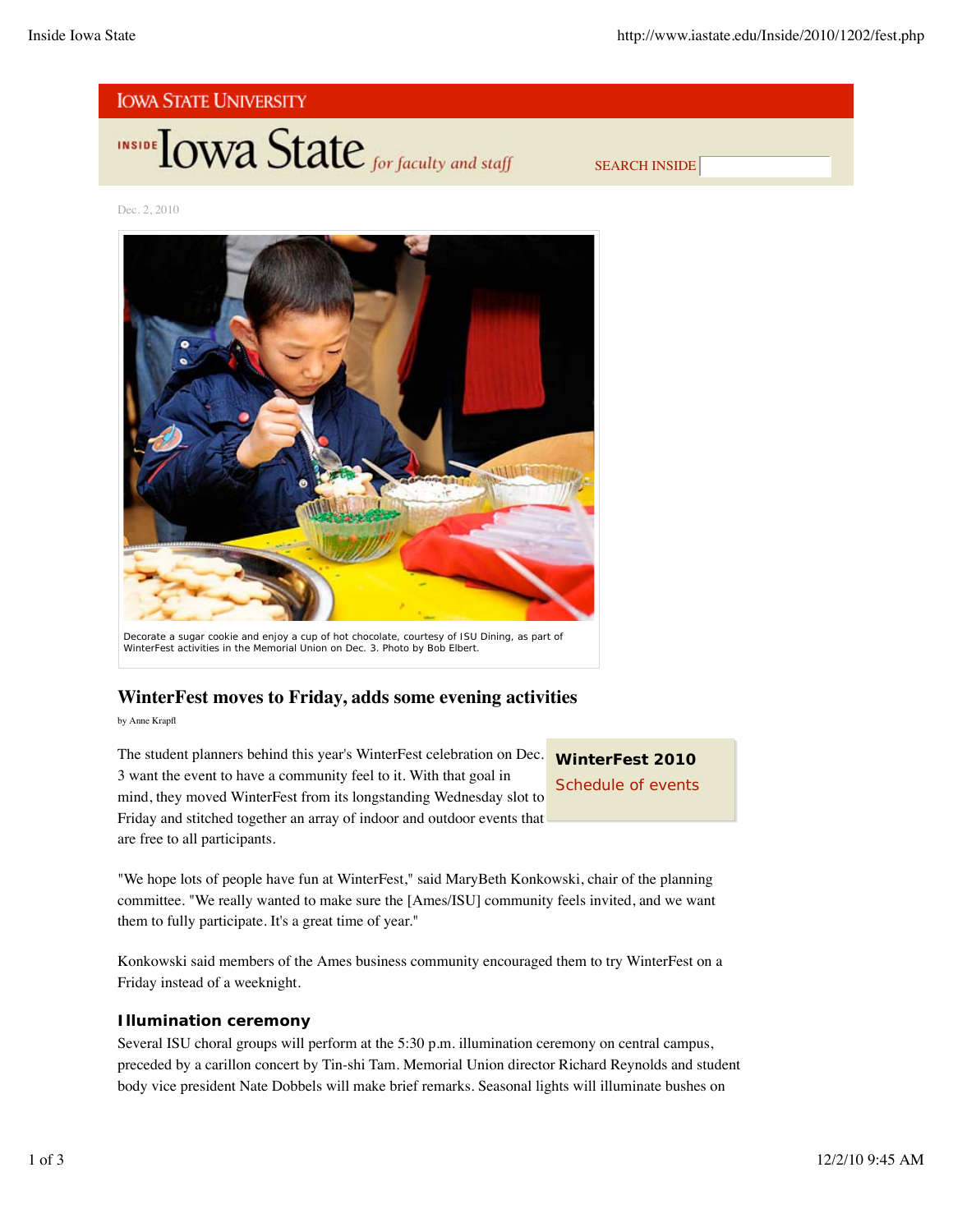IOWA STATE UNIVERSITY

INSIDE Iowa State *for faculty and staff*

SEARCH INSIDE

Dec. 2, 2010

Decorate a sugar cookie and enjoy a cup of hot chocolate, courtesy of ISU Dining, as part of WinterFest activities in the Memorial Union on Dec. 3. Photo by Bob Elbert.

## WinterFest moves to Friday, adds some evening activities

by Anne Krapfl

**WinterFest 2010**

Schedule of events

The student planners behind this year's WinterFest celebration on Dec. 3 want the event to have a community feel to it. With that goal in mind, they moved WinterFest from its longstanding Wednesday slot to Friday and stitched together an array of indoor and outdoor events that are free to all participants.

"We hope lots of people have fun at WinterFest," said MaryBeth Konkowski, chair of the planning committee. "We really wanted to make sure the [Ames/ISU] community feels invited, and we want them to fully participate. It's a great time of year."

Konkowski said members of the Ames business community encouraged them to try WinterFest on a Friday instead of a weeknight.

### Illumination ceremony

Several ISU choral groups will perform at the 5:30 p.m. illumination ceremony on central campus, preceded by a carillon concert by Tin-shi Tam. Memorial Union director Richard Reynolds and student body vice president Nate Dobbels will make brief remarks. Seasonal lights will illuminate bushes on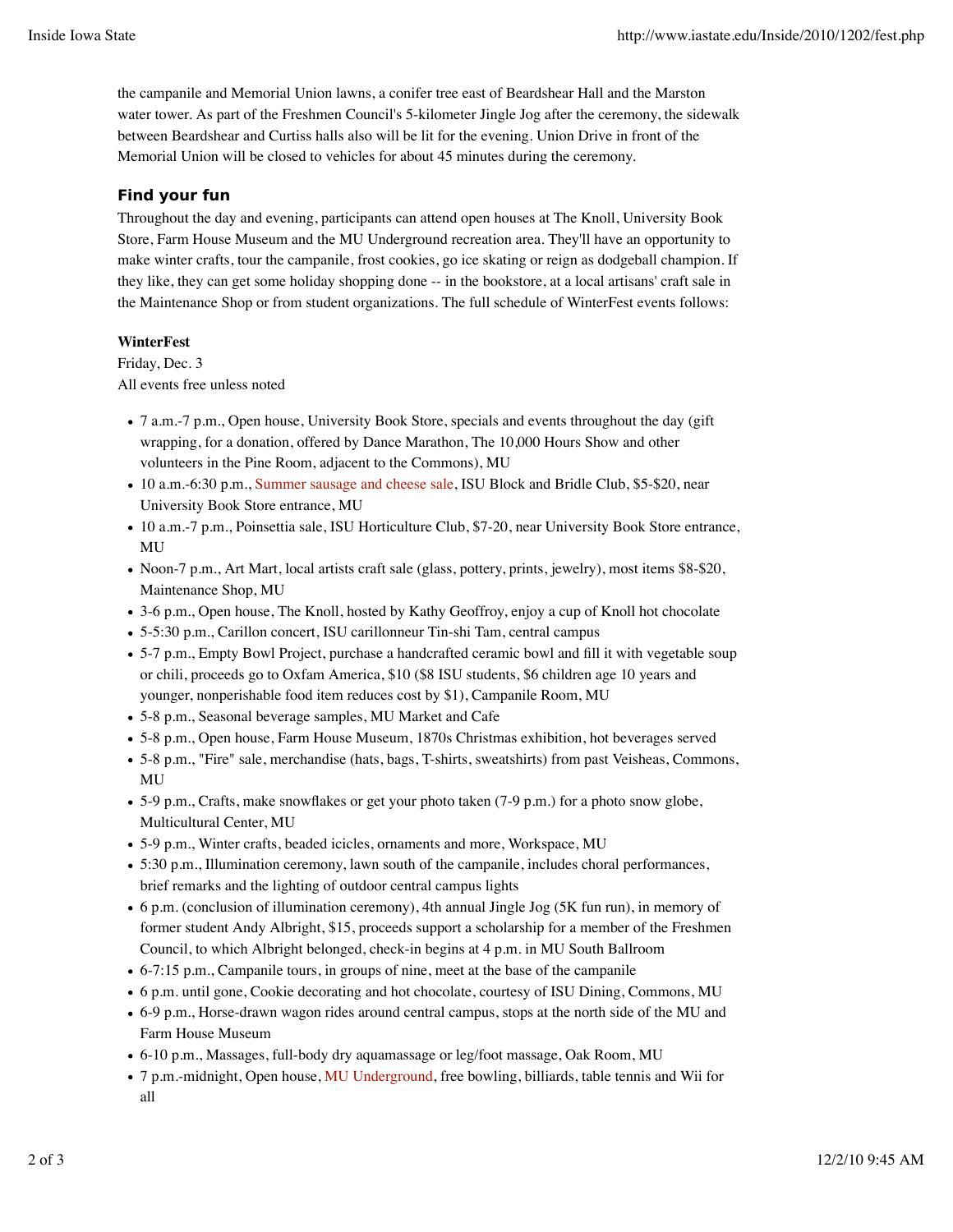the campanile and Memorial Union lawns, a conifer tree east of Beardshear Hall and the Marston water tower. As part of the Freshmen Council's 5-kilometer Jingle Jog after the ceremony, the sidewalk between Beardshear and Curtiss halls also will be lit for the evening. Union Drive in front of the Memorial Union will be closed to vehicles for about 45 minutes during the ceremony.

## Find your fun

Throughout the day and evening, participants can attend open houses at The Knoll, University Book Store, Farm House Museum and the MU Underground recreation area. They'll have an opportunity to make winter crafts, tour the campanile, frost cookies, go ice skating or reign as dodgeball champion. If they like, they can get some holiday shopping done -- in the bookstore, at a local artisans' craft sale in the Maintenance Shop or from student organizations. The full schedule of WinterFest events follows:

**WinterFest**

Friday, Dec. 3

All events free unless noted

- 7 a.m.-7 p.m., Open house, University Book Store, specials and events throughout the day (gift wrapping, for a donation, offered by Dance Marathon, The 10,000 Hours Show and other volunteers in the Pine Room, adjacent to the Commons), MU
- 10 a.m.-6:30 p.m., Summer sausage and cheese sale, ISU Block and Bridle Club, $5-$20, near University Book Store entrance, MU
- 10 a.m.-7 p.m., Poinsettia sale, ISU Horticulture Club, $7-20, near University Book Store entrance, MU
- Noon-7 p.m., Art Mart, local artists craft sale (glass, pottery, prints, jewelry), most items $8-$20, Maintenance Shop, MU
- 3-6 p.m., Open house, The Knoll, hosted by Kathy Geoffroy, enjoy a cup of Knoll hot chocolate
- 5-5:30 p.m., Carillon concert, ISU carillonneur Tin-shi Tam, central campus
- 5-7 p.m., Empty Bowl Project, purchase a handcrafted ceramic bowl and fill it with vegetable soup or chili, proceeds go to Oxfam America, $10 ($8 ISU students, $6 children age 10 years and younger, nonperishable food item reduces cost by $1), Campanile Room, MU
- 5-8 p.m., Seasonal beverage samples, MU Market and Cafe
- 5-8 p.m., Open house, Farm House Museum, 1870s Christmas exhibition, hot beverages served
- 5-8 p.m., "Fire" sale, merchandise (hats, bags, T-shirts, sweatshirts) from past Veisheas, Commons, MU
- 5-9 p.m., Crafts, make snowflakes or get your photo taken (7-9 p.m.) for a photo snow globe, Multicultural Center, MU
- 5-9 p.m., Winter crafts, beaded icicles, ornaments and more, Workspace, MU
- 5:30 p.m., Illumination ceremony, lawn south of the campanile, includes choral performances, brief remarks and the lighting of outdoor central campus lights
- 6 p.m. (conclusion of illumination ceremony), 4th annual Jingle Jog (5K fun run), in memory of former student Andy Albright, $15, proceeds support a scholarship for a member of the Freshmen Council, to which Albright belonged, check-in begins at 4 p.m. in MU South Ballroom
- 6-7:15 p.m., Campanile tours, in groups of nine, meet at the base of the campanile
- 6 p.m. until gone, Cookie decorating and hot chocolate, courtesy of ISU Dining, Commons, MU
- 6-9 p.m., Horse-drawn wagon rides around central campus, stops at the north side of the MU and Farm House Museum
- 6-10 p.m., Massages, full-body dry aquamassage or leg/foot massage, Oak Room, MU
- 7 p.m.-midnight, Open house, MU Underground, free bowling, billiards, table tennis and Wii for all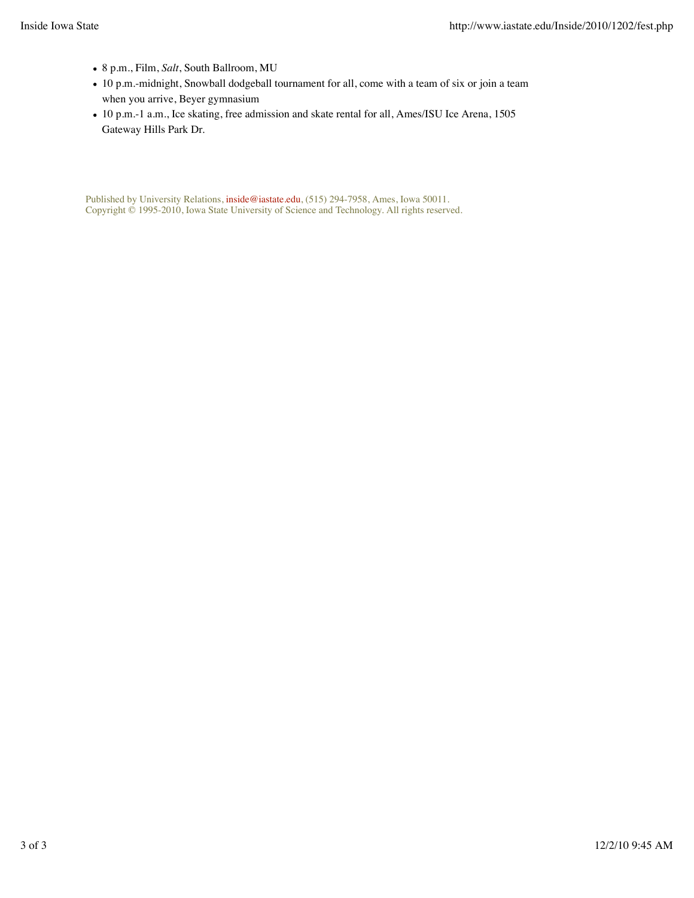- 8 p.m., Film, *Salt*, South Ballroom, MU
- 10 p.m.-midnight, Snowball dodgeball tournament for all, come with a team of six or join a team when you arrive, Beyer gymnasium
- 10 p.m.-1 a.m., Ice skating, free admission and skate rental for all, Ames/ISU Ice Arena, 1505 Gateway Hills Park Dr.

Published by University Relations, inside@iastate.edu, (515) 294-7958, Ames, Iowa 50011.
Copyright © 1995-2010, Iowa State University of Science and Technology. All rights reserved.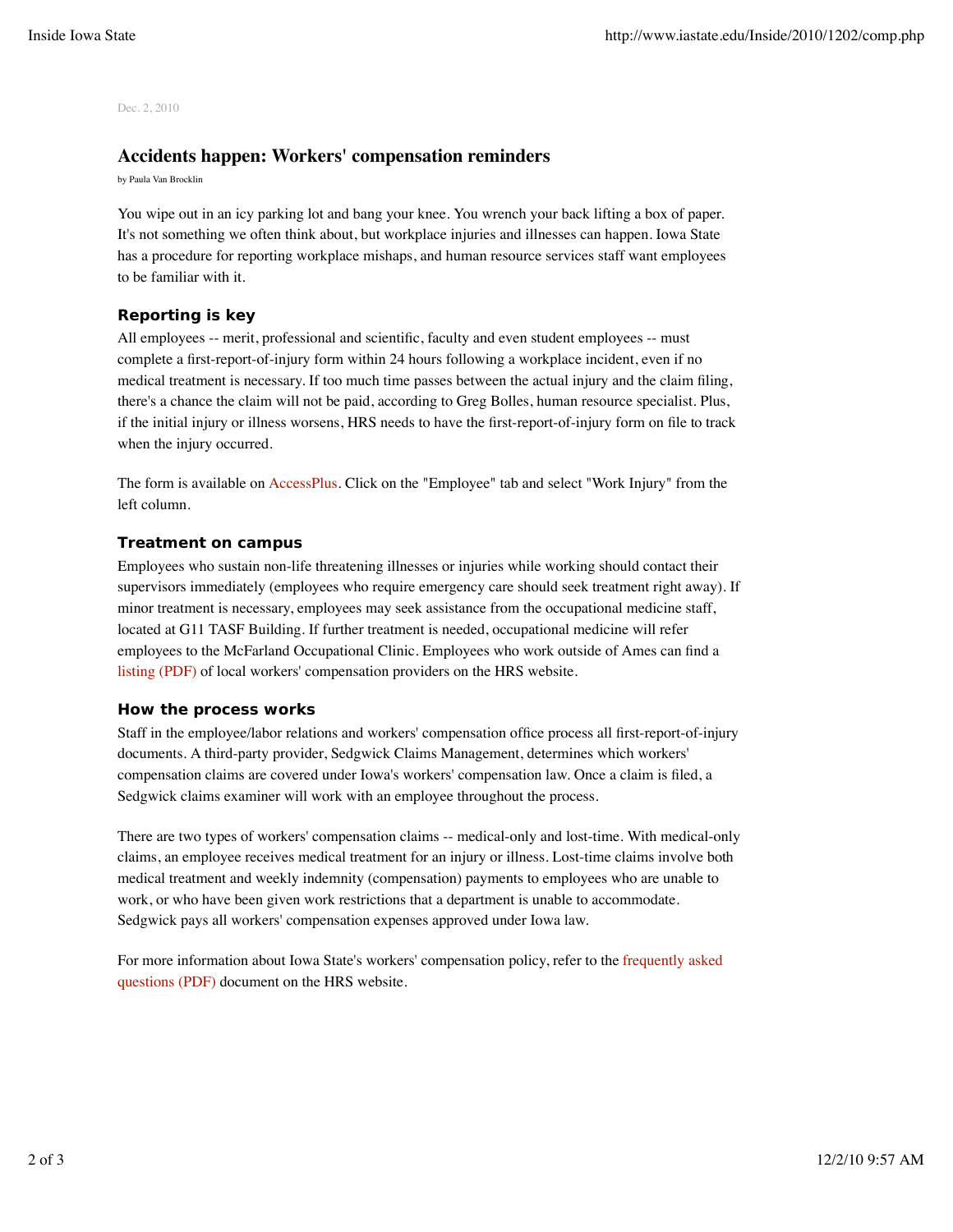Dec. 2, 2010

## Accidents happen: Workers' compensation reminders

by Paula Van Brocklin

You wipe out in an icy parking lot and bang your knee. You wrench your back lifting a box of paper. It's not something we often think about, but workplace injuries and illnesses can happen. Iowa State has a procedure for reporting workplace mishaps, and human resource services staff want employees to be familiar with it.

### Reporting is key

All employees -- merit, professional and scientific, faculty and even student employees -- must complete a first-report-of-injury form within 24 hours following a workplace incident, even if no medical treatment is necessary. If too much time passes between the actual injury and the claim filing, there's a chance the claim will not be paid, according to Greg Bolles, human resource specialist. Plus, if the initial injury or illness worsens, HRS needs to have the first-report-of-injury form on file to track when the injury occurred.

The form is available on AccessPlus. Click on the "Employee" tab and select "Work Injury" from the left column.

### Treatment on campus

Employees who sustain non-life threatening illnesses or injuries while working should contact their supervisors immediately (employees who require emergency care should seek treatment right away). If minor treatment is necessary, employees may seek assistance from the occupational medicine staff, located at G11 TASF Building. If further treatment is needed, occupational medicine will refer employees to the McFarland Occupational Clinic. Employees who work outside of Ames can find a listing (PDF) of local workers' compensation providers on the HRS website.

### How the process works

Staff in the employee/labor relations and workers' compensation office process all first-report-of-injury documents. A third-party provider, Sedgwick Claims Management, determines which workers' compensation claims are covered under Iowa's workers' compensation law. Once a claim is filed, a Sedgwick claims examiner will work with an employee throughout the process.

There are two types of workers' compensation claims -- medical-only and lost-time. With medical-only claims, an employee receives medical treatment for an injury or illness. Lost-time claims involve both medical treatment and weekly indemnity (compensation) payments to employees who are unable to work, or who have been given work restrictions that a department is unable to accommodate. Sedgwick pays all workers' compensation expenses approved under Iowa law.

For more information about Iowa State's workers' compensation policy, refer to the frequently asked questions (PDF) document on the HRS website.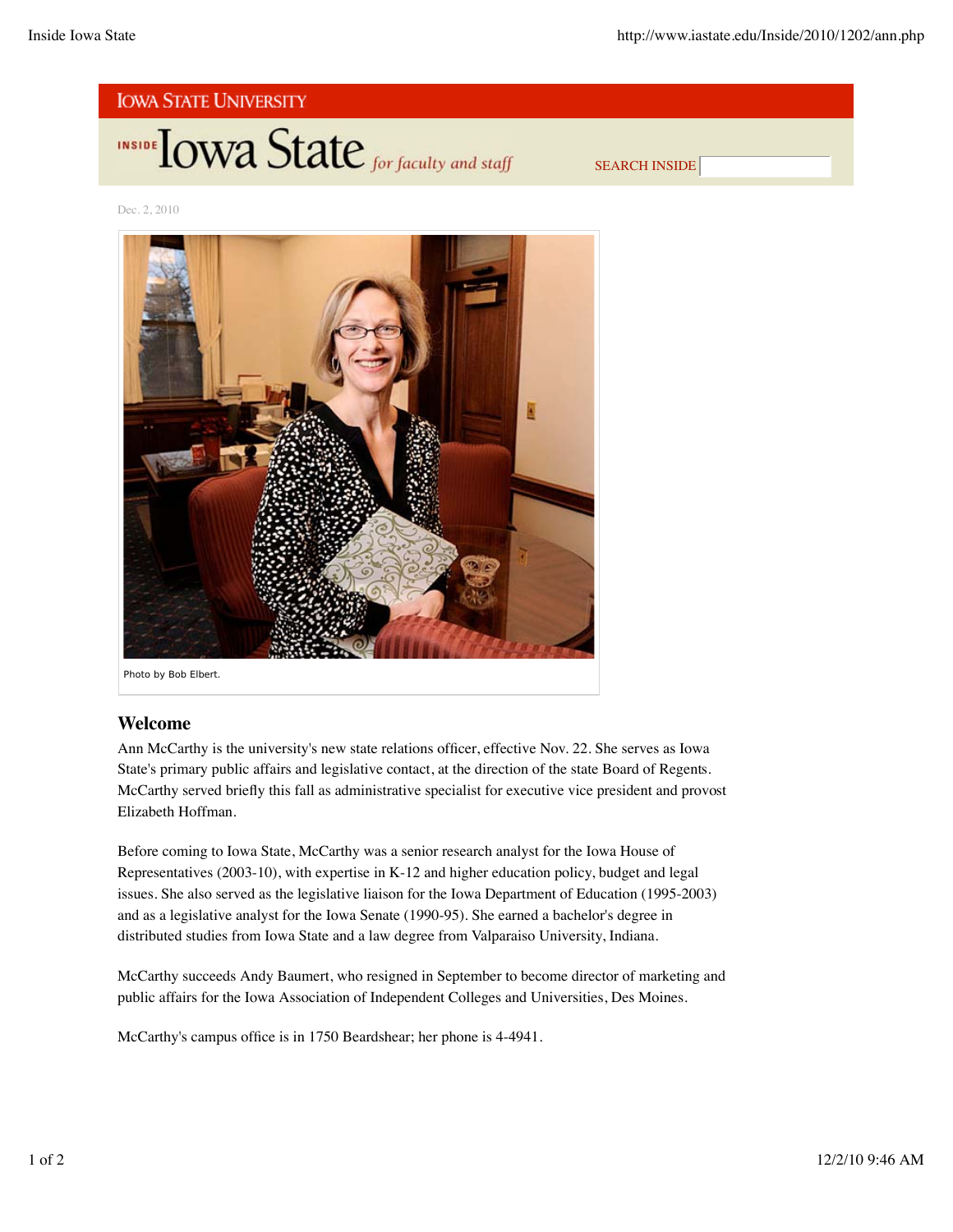Iowa State University

INSIDE Iowa State *for faculty and staff*

SEARCH INSIDE

Dec. 2, 2010

Photo by Bob Elbert.

## Welcome

Ann McCarthy is the university's new state relations officer, effective Nov. 22. She serves as Iowa State's primary public affairs and legislative contact, at the direction of the state Board of Regents. McCarthy served briefly this fall as administrative specialist for executive vice president and provost Elizabeth Hoffman.

Before coming to Iowa State, McCarthy was a senior research analyst for the Iowa House of Representatives (2003-10), with expertise in K-12 and higher education policy, budget and legal issues. She also served as the legislative liaison for the Iowa Department of Education (1995-2003) and as a legislative analyst for the Iowa Senate (1990-95). She earned a bachelor's degree in distributed studies from Iowa State and a law degree from Valparaiso University, Indiana.

McCarthy succeeds Andy Baumert, who resigned in September to become director of marketing and public affairs for the Iowa Association of Independent Colleges and Universities, Des Moines.

McCarthy's campus office is in 1750 Beardshear; her phone is 4-4941.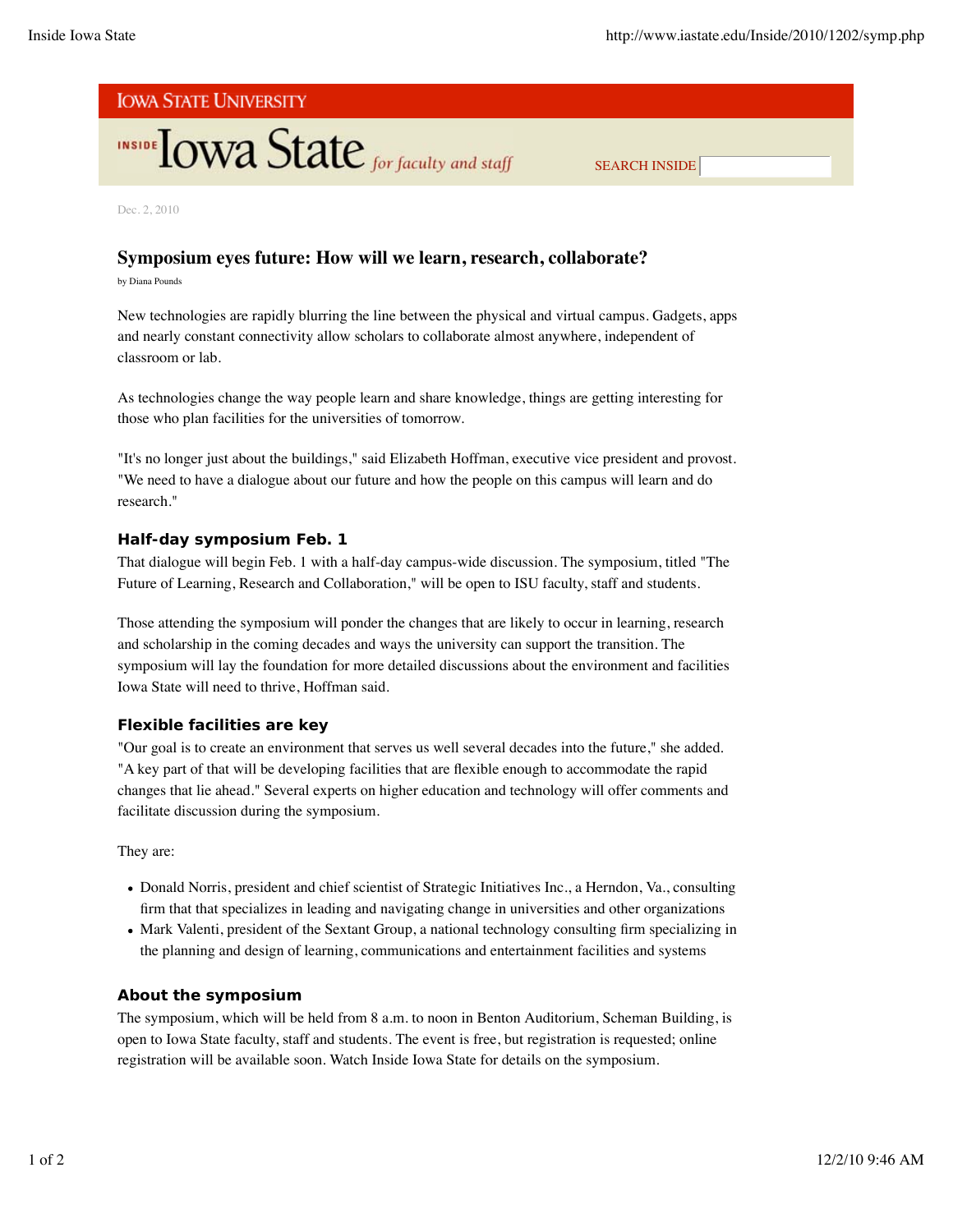Iowa State University

Inside Iowa State *for faculty and staff*

Dec. 2, 2010

## Symposium eyes future: How will we learn, research, collaborate?

by Diana Pounds

New technologies are rapidly blurring the line between the physical and virtual campus. Gadgets, apps and nearly constant connectivity allow scholars to collaborate almost anywhere, independent of classroom or lab.

As technologies change the way people learn and share knowledge, things are getting interesting for those who plan facilities for the universities of tomorrow.

"It's no longer just about the buildings," said Elizabeth Hoffman, executive vice president and provost. "We need to have a dialogue about our future and how the people on this campus will learn and do research."

### Half-day symposium Feb. 1

That dialogue will begin Feb. 1 with a half-day campus-wide discussion. The symposium, titled "The Future of Learning, Research and Collaboration," will be open to ISU faculty, staff and students.

Those attending the symposium will ponder the changes that are likely to occur in learning, research and scholarship in the coming decades and ways the university can support the transition. The symposium will lay the foundation for more detailed discussions about the environment and facilities Iowa State will need to thrive, Hoffman said.

### Flexible facilities are key

"Our goal is to create an environment that serves us well several decades into the future," she added. "A key part of that will be developing facilities that are flexible enough to accommodate the rapid changes that lie ahead." Several experts on higher education and technology will offer comments and facilitate discussion during the symposium.

They are:

- Donald Norris, president and chief scientist of Strategic Initiatives Inc., a Herndon, Va., consulting firm that that specializes in leading and navigating change in universities and other organizations
- Mark Valenti, president of the Sextant Group, a national technology consulting firm specializing in the planning and design of learning, communications and entertainment facilities and systems

### About the symposium

The symposium, which will be held from 8 a.m. to noon in Benton Auditorium, Scheman Building, is open to Iowa State faculty, staff and students. The event is free, but registration is requested; online registration will be available soon. Watch Inside Iowa State for details on the symposium.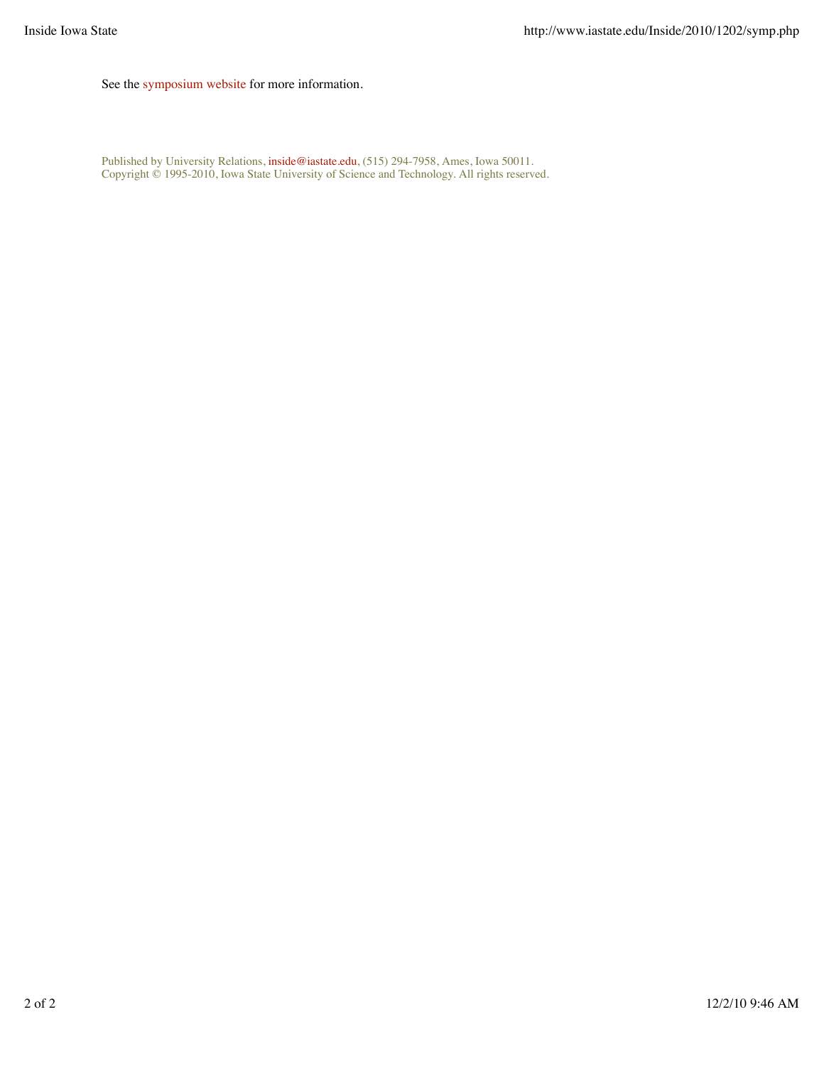See the symposium website for more information.

Published by University Relations, inside@iastate.edu, (515) 294-7958, Ames, Iowa 50011.
Copyright © 1995-2010, Iowa State University of Science and Technology. All rights reserved.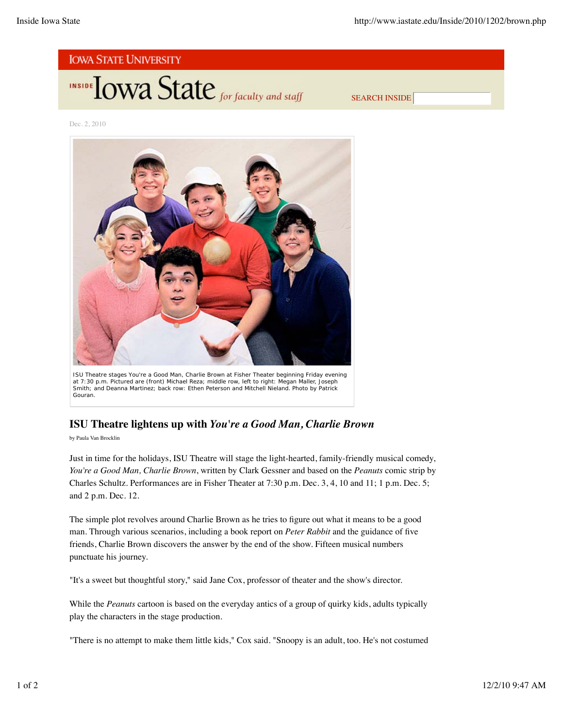Iowa State University

INSIDE Iowa State *for faculty and staff*

SEARCH INSIDE

Dec. 2, 2010

ISU Theatre stages You're a Good Man, Charlie Brown at Fisher Theater beginning Friday evening at 7:30 p.m. Pictured are (front) Michael Reza; middle row, left to right: Megan Maller, Joseph Smith; and Deanna Martinez; back row: Ethen Peterson and Mitchell Nieland. Photo by Patrick Gouran.

## ISU Theatre lightens up with *You're a Good Man, Charlie Brown*

by Paula Van Brocklin

Just in time for the holidays, ISU Theatre will stage the light-hearted, family-friendly musical comedy, *You're a Good Man, Charlie Brown*, written by Clark Gessner and based on the *Peanuts* comic strip by Charles Schultz. Performances are in Fisher Theater at 7:30 p.m. Dec. 3, 4, 10 and 11; 1 p.m. Dec. 5; and 2 p.m. Dec. 12.

The simple plot revolves around Charlie Brown as he tries to figure out what it means to be a good man. Through various scenarios, including a book report on *Peter Rabbit* and the guidance of five friends, Charlie Brown discovers the answer by the end of the show. Fifteen musical numbers punctuate his journey.

"It's a sweet but thoughtful story," said Jane Cox, professor of theater and the show's director.

While the *Peanuts* cartoon is based on the everyday antics of a group of quirky kids, adults typically play the characters in the stage production.

"There is no attempt to make them little kids," Cox said. "Snoopy is an adult, too. He's not costumed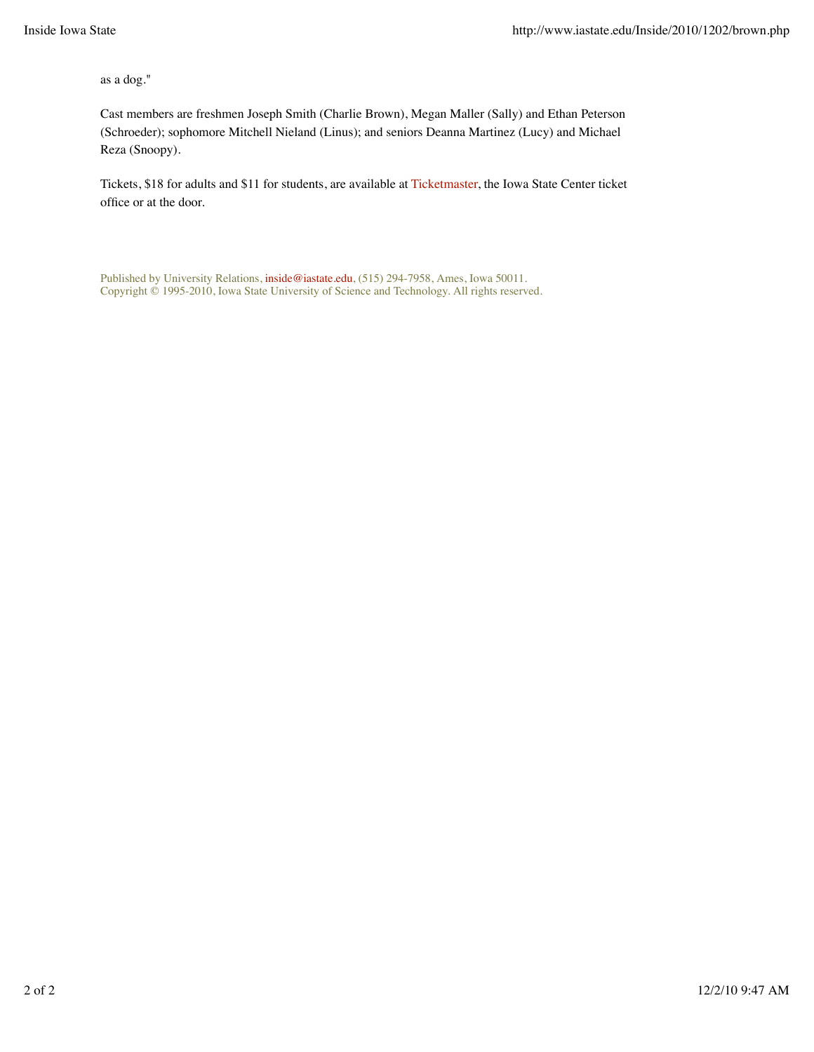as a dog."

Cast members are freshmen Joseph Smith (Charlie Brown), Megan Maller (Sally) and Ethan Peterson (Schroeder); sophomore Mitchell Nieland (Linus); and seniors Deanna Martinez (Lucy) and Michael Reza (Snoopy).

Tickets, $18 for adults and $11 for students, are available at Ticketmaster, the Iowa State Center ticket office or at the door.

Published by University Relations, inside@iastate.edu, (515) 294-7958, Ames, Iowa 50011.
Copyright © 1995-2010, Iowa State University of Science and Technology. All rights reserved.